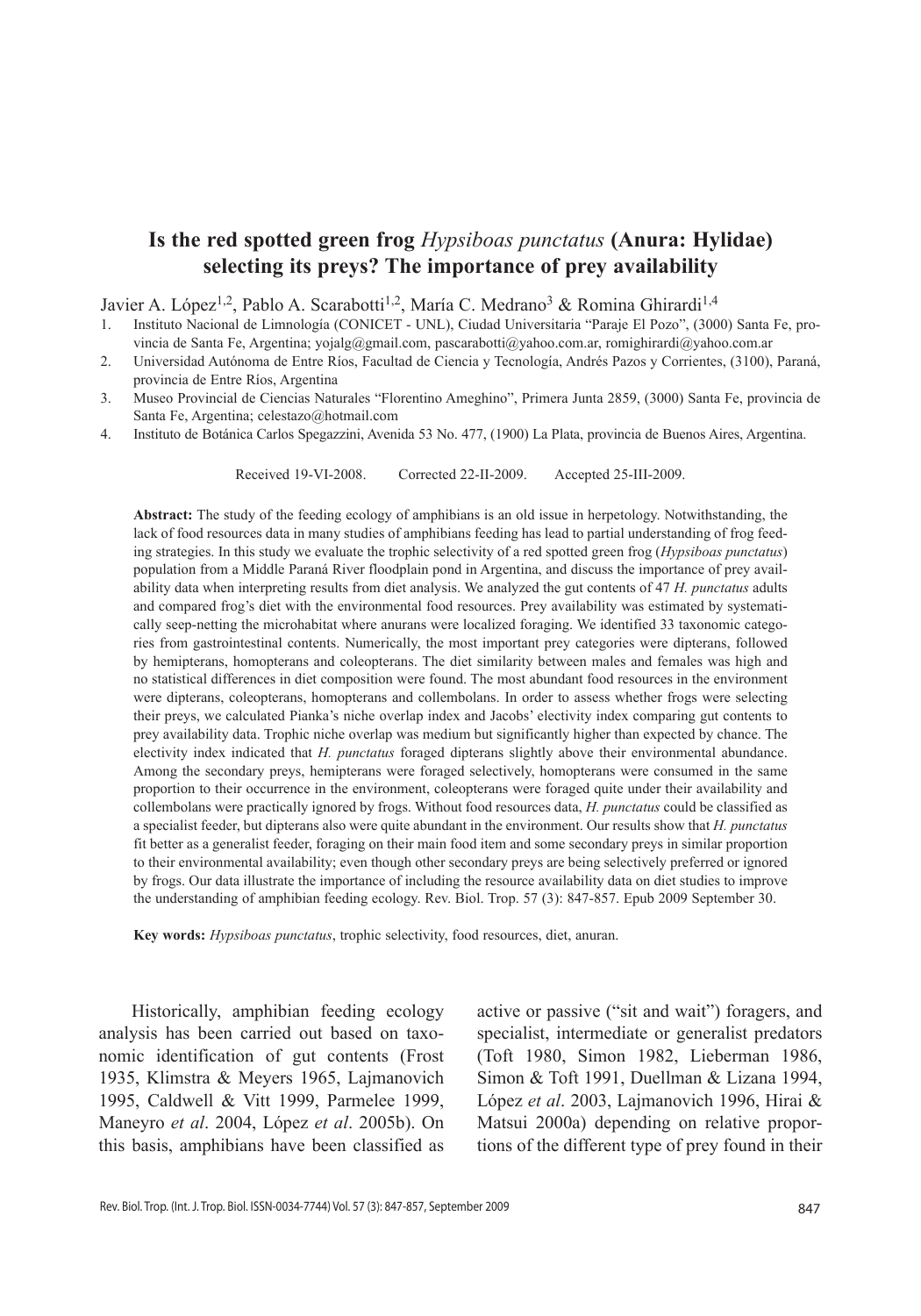# Is the red spotted green frog *Hypsiboas punctatus* (Anura: Hylidae) selecting its preys? The importance of prey availability

Javier A. López[1,2], Pablo A. Scarabotti[1,2], María C. Medrano[3] & Romina Ghirardi[1,4]

1. Instituto Nacional de Limnología (CONICET - UNL), Ciudad Universitaria "Paraje El Pozo", (3000) Santa Fe, provincia de Santa Fe, Argentina; yojalg@gmail.com, pascarabotti@yahoo.com.ar, romighirardi@yahoo.com.ar
2. Universidad Autónoma de Entre Ríos, Facultad de Ciencia y Tecnología, Andrés Pazos y Corrientes, (3100), Paraná, provincia de Entre Ríos, Argentina
3. Museo Provincial de Ciencias Naturales "Florentino Ameghino", Primera Junta 2859, (3000) Santa Fe, provincia de Santa Fe, Argentina; celestazo@hotmail.com
4. Instituto de Botánica Carlos Spegazzini, Avenida 53 No. 477, (1900) La Plata, provincia de Buenos Aires, Argentina.

Received 19-VI-2008. Corrected 22-II-2009. Accepted 25-III-2009.

**Abstract:** The study of the feeding ecology of amphibians is an old issue in herpetology. Notwithstanding, the lack of food resources data in many studies of amphibians feeding has lead to partial understanding of frog feeding strategies. In this study we evaluate the trophic selectivity of a red spotted green frog (*Hypsiboas punctatus*) population from a Middle Paraná River floodplain pond in Argentina, and discuss the importance of prey availability data when interpreting results from diet analysis. We analyzed the gut contents of 47 *H. punctatus* adults and compared frog's diet with the environmental food resources. Prey availability was estimated by systematically seep-netting the microhabitat where anurans were localized foraging. We identified 33 taxonomic categories from gastrointestinal contents. Numerically, the most important prey categories were dipterans, followed by hemipterans, homopterans and coleopterans. The diet similarity between males and females was high and no statistical differences in diet composition were found. The most abundant food resources in the environment were dipterans, coleopterans, homopterans and collembolans. In order to assess whether frogs were selecting their preys, we calculated Pianka's niche overlap index and Jacobs' electivity index comparing gut contents to prey availability data. Trophic niche overlap was medium but significantly higher than expected by chance. The electivity index indicated that *H. punctatus* foraged dipterans slightly above their environmental abundance. Among the secondary preys, hemipterans were foraged selectively, homopterans were consumed in the same proportion to their occurrence in the environment, coleopterans were foraged quite under their availability and collembolans were practically ignored by frogs. Without food resources data, *H. punctatus* could be classified as a specialist feeder, but dipterans also were quite abundant in the environment. Our results show that *H. punctatus* fit better as a generalist feeder, foraging on their main food item and some secondary preys in similar proportion to their environmental availability; even though other secondary preys are being selectively preferred or ignored by frogs. Our data illustrate the importance of including the resource availability data on diet studies to improve the understanding of amphibian feeding ecology. Rev. Biol. Trop. 57 (3): 847-857. Epub 2009 September 30.

**Key words:** *Hypsiboas punctatus*, trophic selectivity, food resources, diet, anuran.

Historically, amphibian feeding ecology analysis has been carried out based on taxonomic identification of gut contents (Frost 1935, Klimstra & Meyers 1965, Lajmanovich 1995, Caldwell & Vitt 1999, Parmelee 1999, Maneyro *et al*. 2004, López *et al*. 2005b). On this basis, amphibians have been classified as active or passive ("sit and wait") foragers, and specialist, intermediate or generalist predators (Toft 1980, Simon 1982, Lieberman 1986, Simon & Toft 1991, Duellman & Lizana 1994, López *et al*. 2003, Lajmanovich 1996, Hirai & Matsui 2000a) depending on relative proportions of the different type of prey found in their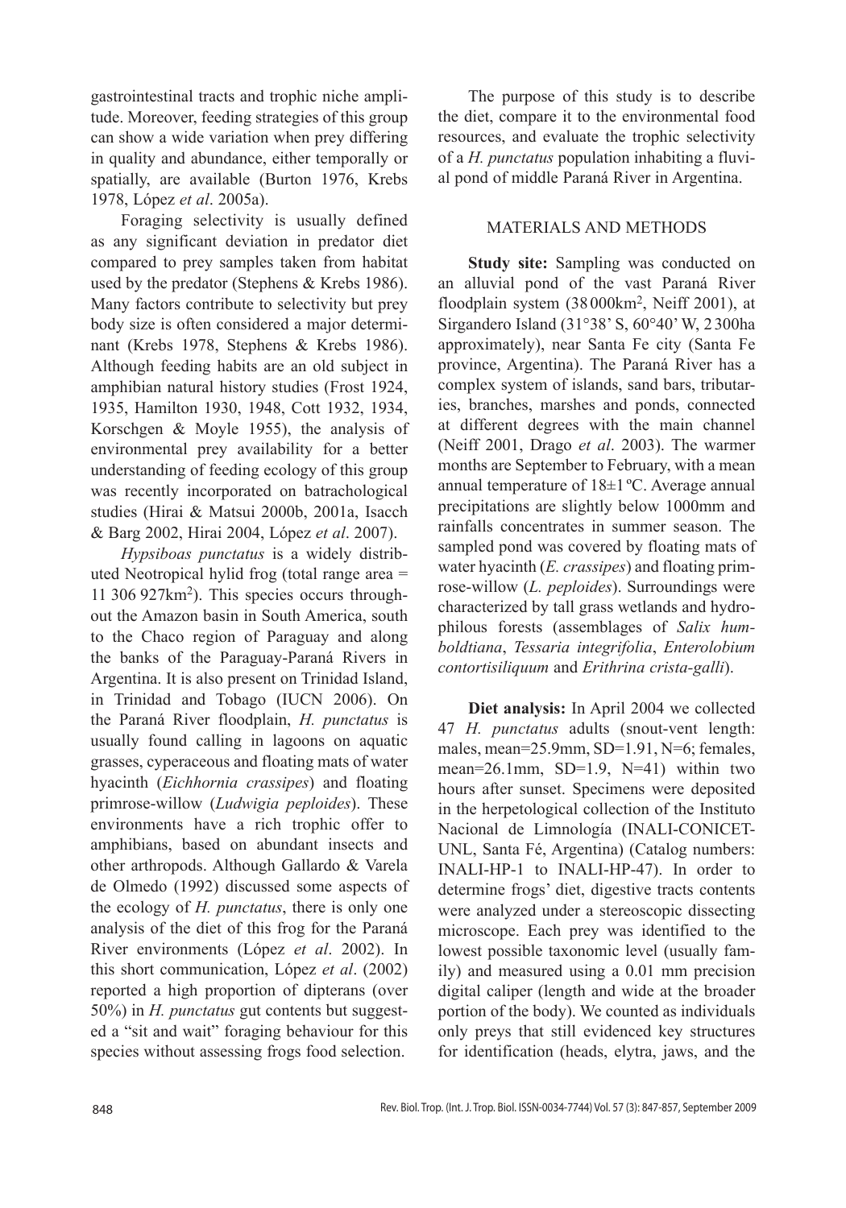gastrointestinal tracts and trophic niche amplitude. Moreover, feeding strategies of this group can show a wide variation when prey differing in quality and abundance, either temporally or spatially, are available (Burton 1976, Krebs 1978, López *et al*. 2005a).

Foraging selectivity is usually defined as any significant deviation in predator diet compared to prey samples taken from habitat used by the predator (Stephens & Krebs 1986). Many factors contribute to selectivity but prey body size is often considered a major determinant (Krebs 1978, Stephens & Krebs 1986). Although feeding habits are an old subject in amphibian natural history studies (Frost 1924, 1935, Hamilton 1930, 1948, Cott 1932, 1934, Korschgen & Moyle 1955), the analysis of environmental prey availability for a better understanding of feeding ecology of this group was recently incorporated on batrachological studies (Hirai & Matsui 2000b, 2001a, Isacch & Barg 2002, Hirai 2004, López *et al*. 2007).

*Hypsiboas punctatus* is a widely distributed Neotropical hylid frog (total range area = 11 306 927km$^2$). This species occurs throughout the Amazon basin in South America, south to the Chaco region of Paraguay and along the banks of the Paraguay-Paraná Rivers in Argentina. It is also present on Trinidad Island, in Trinidad and Tobago (IUCN 2006). On the Paraná River floodplain, *H. punctatus* is usually found calling in lagoons on aquatic grasses, cyperaceous and floating mats of water hyacinth (*Eichhornia crassipes*) and floating primrose-willow (*Ludwigia peploides*). These environments have a rich trophic offer to amphibians, based on abundant insects and other arthropods. Although Gallardo & Varela de Olmedo (1992) discussed some aspects of the ecology of *H. punctatus*, there is only one analysis of the diet of this frog for the Paraná River environments (López *et al*. 2002). In this short communication, López *et al*. (2002) reported a high proportion of dipterans (over 50%) in *H. punctatus* gut contents but suggested a "sit and wait" foraging behaviour for this species without assessing frogs food selection.

The purpose of this study is to describe the diet, compare it to the environmental food resources, and evaluate the trophic selectivity of a *H. punctatus* population inhabiting a fluvial pond of middle Paraná River in Argentina.

## MATERIALS AND METHODS

**Study site:** Sampling was conducted on an alluvial pond of the vast Paraná River floodplain system (38 000km$^2$, Neiff 2001), at Sirgandero Island (31°38' S, 60°40' W, 2 300ha approximately), near Santa Fe city (Santa Fe province, Argentina). The Paraná River has a complex system of islands, sand bars, tributaries, branches, marshes and ponds, connected at different degrees with the main channel (Neiff 2001, Drago *et al*. 2003). The warmer months are September to February, with a mean annual temperature of 18±1 ºC. Average annual precipitations are slightly below 1000mm and rainfalls concentrates in summer season. The sampled pond was covered by floating mats of water hyacinth (*E. crassipes*) and floating primrose-willow (*L. peploides*). Surroundings were characterized by tall grass wetlands and hydrophilous forests (assemblages of *Salix humboldtiana*, *Tessaria integrifolia*, *Enterolobium contortisiliquum* and *Erithrina crista-galli*).

**Diet analysis:** In April 2004 we collected 47 *H. punctatus* adults (snout-vent length: males, mean=25.9mm, SD=1.91, N=6; females, mean=26.1mm, SD=1.9, N=41) within two hours after sunset. Specimens were deposited in the herpetological collection of the Instituto Nacional de Limnología (INALI-CONICET-UNL, Santa Fé, Argentina) (Catalog numbers: INALI-HP-1 to INALI-HP-47). In order to determine frogs' diet, digestive tracts contents were analyzed under a stereoscopic dissecting microscope. Each prey was identified to the lowest possible taxonomic level (usually family) and measured using a 0.01 mm precision digital caliper (length and wide at the broader portion of the body). We counted as individuals only preys that still evidenced key structures for identification (heads, elytra, jaws, and the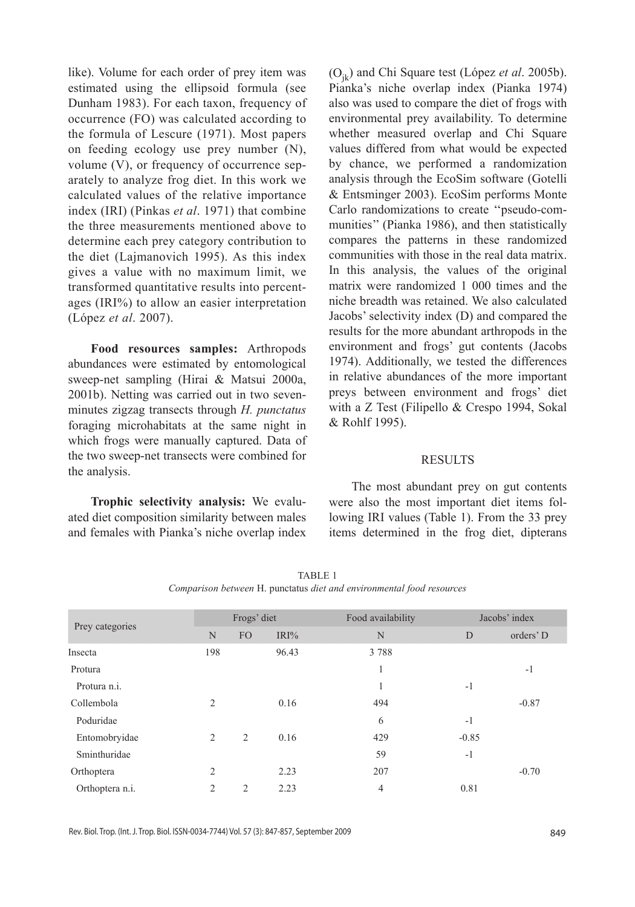like). Volume for each order of prey item was estimated using the ellipsoid formula (see Dunham 1983). For each taxon, frequency of occurrence (FO) was calculated according to the formula of Lescure (1971). Most papers on feeding ecology use prey number (N), volume (V), or frequency of occurrence separately to analyze frog diet. In this work we calculated values of the relative importance index (IRI) (Pinkas *et al*. 1971) that combine the three measurements mentioned above to determine each prey category contribution to the diet (Lajmanovich 1995). As this index gives a value with no maximum limit, we transformed quantitative results into percentages (IRI%) to allow an easier interpretation (López *et al*. 2007).

**Food resources samples:** Arthropods abundances were estimated by entomological sweep-net sampling (Hirai & Matsui 2000a, 2001b). Netting was carried out in two seven-minutes zigzag transects through *H. punctatus* foraging microhabitats at the same night in which frogs were manually captured. Data of the two sweep-net transects were combined for the analysis.

**Trophic selectivity analysis:** We evaluated diet composition similarity between males and females with Pianka's niche overlap index ($O_{jk}$) and Chi Square test (López *et al*. 2005b). Pianka's niche overlap index (Pianka 1974) also was used to compare the diet of frogs with environmental prey availability. To determine whether measured overlap and Chi Square values differed from what would be expected by chance, we performed a randomization analysis through the EcoSim software (Gotelli & Entsminger 2003). EcoSim performs Monte Carlo randomizations to create "pseudo-communities" (Pianka 1986), and then statistically compares the patterns in these randomized communities with those in the real data matrix. In this analysis, the values of the original matrix were randomized 1 000 times and the niche breadth was retained. We also calculated Jacobs' selectivity index (D) and compared the results for the more abundant arthropods in the environment and frogs' gut contents (Jacobs 1974). Additionally, we tested the differences in relative abundances of the more important preys between environment and frogs' diet with a Z Test (Filipello & Crespo 1994, Sokal & Rohlf 1995).

## RESULTS

The most abundant prey on gut contents were also the most important diet items following IRI values (Table 1). From the 33 prey items determined in the frog diet, dipterans

TABLE 1
*Comparison between* H. punctatus *diet and environmental food resources*

| Prey categories | Frogs' diet | | | Food availability | Jacobs' index | |
|---|---|---|---|---|---|---|
| | N | FO | IRI% | N | D | orders' D |
| Insecta | 198 | | 96.43 | 3 788 | | |
| Protura | | | | 1 | | -1 |
| Protura n.i. | | | | 1 | -1 | |
| Collembola | 2 | | 0.16 | 494 | | -0.87 |
| Poduridae | | | | 6 | -1 | |
| Entomobryidae | 2 | 2 | 0.16 | 429 | -0.85 | |
| Sminthuridae | | | | 59 | -1 | |
| Orthoptera | 2 | | 2.23 | 207 | | -0.70 |
| Orthoptera n.i. | 2 | 2 | 2.23 | 4 | 0.81 | |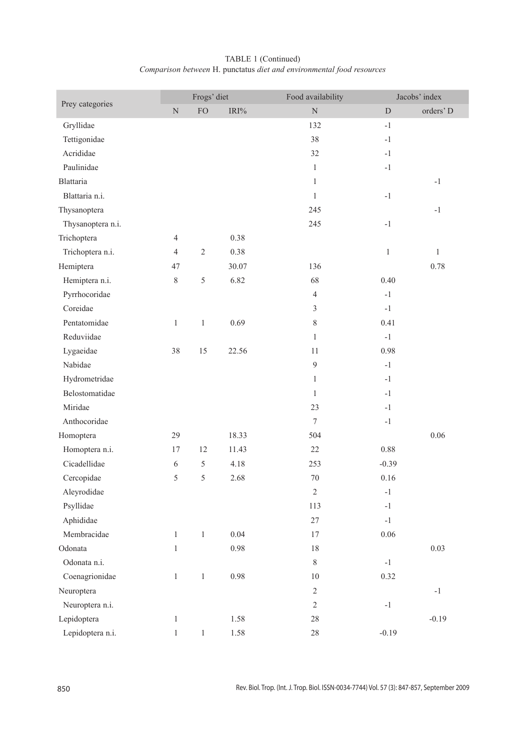TABLE 1 (Continued)
*Comparison between* H. punctatus *diet and environmental food resources*

| Prey categories | Frogs' diet | | | Food availability | Jacobs' index | |
|---|---|---|---|---|---|---|
| | N | FO | IRI% | N | D | orders' D |
| Gryllidae | | | | 132 | -1 | |
| Tettigonidae | | | | 38 | -1 | |
| Acrididae | | | | 32 | -1 | |
| Paulinidae | | | | 1 | -1 | |
| Blattaria | | | | 1 | | -1 |
| Blattaria n.i. | | | | 1 | -1 | |
| Thysanoptera | | | | 245 | | -1 |
| Thysanoptera n.i. | | | | 245 | -1 | |
| Trichoptera | 4 | | 0.38 | | | |
| Trichoptera n.i. | 4 | 2 | 0.38 | | 1 | 1 |
| Hemiptera | 47 | | 30.07 | 136 | | 0.78 |
| Hemiptera n.i. | 8 | 5 | 6.82 | 68 | 0.40 | |
| Pyrrhocoridae | | | | 4 | -1 | |
| Coreidae | | | | 3 | -1 | |
| Pentatomidae | 1 | 1 | 0.69 | 8 | 0.41 | |
| Reduviidae | | | | 1 | -1 | |
| Lygaeidae | 38 | 15 | 22.56 | 11 | 0.98 | |
| Nabidae | | | | 9 | -1 | |
| Hydrometridae | | | | 1 | -1 | |
| Belostomatidae | | | | 1 | -1 | |
| Miridae | | | | 23 | -1 | |
| Anthocoridae | | | | 7 | -1 | |
| Homoptera | 29 | | 18.33 | 504 | | 0.06 |
| Homoptera n.i. | 17 | 12 | 11.43 | 22 | 0.88 | |
| Cicadellidae | 6 | 5 | 4.18 | 253 | -0.39 | |
| Cercopidae | 5 | 5 | 2.68 | 70 | 0.16 | |
| Aleyrodidae | | | | 2 | -1 | |
| Psyllidae | | | | 113 | -1 | |
| Aphididae | | | | 27 | -1 | |
| Membracidae | 1 | 1 | 0.04 | 17 | 0.06 | |
| Odonata | 1 | | 0.98 | 18 | | 0.03 |
| Odonata n.i. | | | | 8 | -1 | |
| Coenagrionidae | 1 | 1 | 0.98 | 10 | 0.32 | |
| Neuroptera | | | | 2 | | -1 |
| Neuroptera n.i. | | | | 2 | -1 | |
| Lepidoptera | 1 | | 1.58 | 28 | | -0.19 |
| Lepidoptera n.i. | 1 | 1 | 1.58 | 28 | -0.19 | |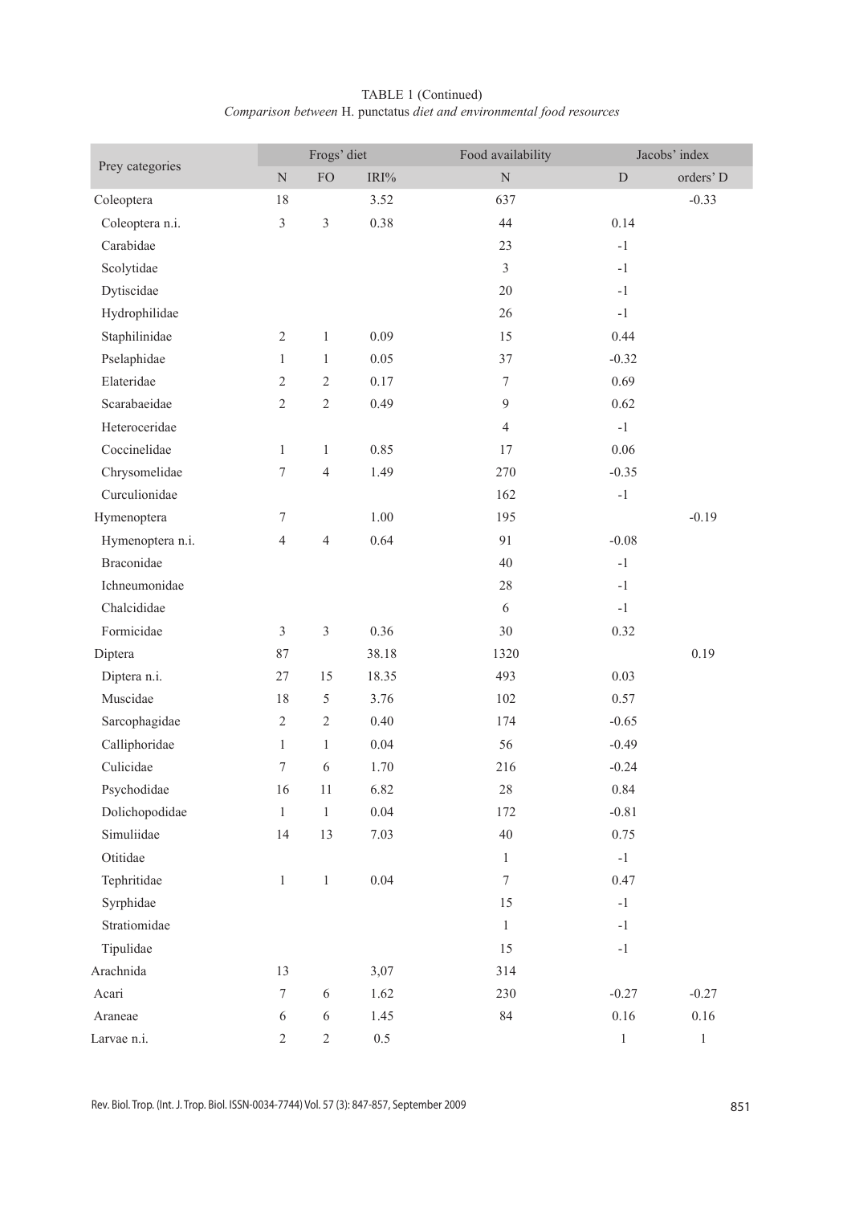TABLE 1 (Continued)
*Comparison between* H. punctatus *diet and environmental food resources*

| Prey categories | Frogs' diet | | | Food availability | Jacobs' index | |
|---|---|---|---|---|---|---|
| | N | FO | IRI% | N | D | orders' D |
| Coleoptera | 18 | | 3.52 | 637 | | -0.33 |
| Coleoptera n.i. | 3 | 3 | 0.38 | 44 | 0.14 | |
| Carabidae | | | | 23 | -1 | |
| Scolytidae | | | | 3 | -1 | |
| Dytiscidae | | | | 20 | -1 | |
| Hydrophilidae | | | | 26 | -1 | |
| Staphilinidae | 2 | 1 | 0.09 | 15 | 0.44 | |
| Pselaphidae | 1 | 1 | 0.05 | 37 | -0.32 | |
| Elateridae | 2 | 2 | 0.17 | 7 | 0.69 | |
| Scarabaeidae | 2 | 2 | 0.49 | 9 | 0.62 | |
| Heteroceridae | | | | 4 | -1 | |
| Coccinelidae | 1 | 1 | 0.85 | 17 | 0.06 | |
| Chrysomelidae | 7 | 4 | 1.49 | 270 | -0.35 | |
| Curculionidae | | | | 162 | -1 | |
| Hymenoptera | 7 | | 1.00 | 195 | | -0.19 |
| Hymenoptera n.i. | 4 | 4 | 0.64 | 91 | -0.08 | |
| Braconidae | | | | 40 | -1 | |
| Ichneumonidae | | | | 28 | -1 | |
| Chalcididae | | | | 6 | -1 | |
| Formicidae | 3 | 3 | 0.36 | 30 | 0.32 | |
| Diptera | 87 | | 38.18 | 1320 | | 0.19 |
| Diptera n.i. | 27 | 15 | 18.35 | 493 | 0.03 | |
| Muscidae | 18 | 5 | 3.76 | 102 | 0.57 | |
| Sarcophagidae | 2 | 2 | 0.40 | 174 | -0.65 | |
| Calliphoridae | 1 | 1 | 0.04 | 56 | -0.49 | |
| Culicidae | 7 | 6 | 1.70 | 216 | -0.24 | |
| Psychodidae | 16 | 11 | 6.82 | 28 | 0.84 | |
| Dolichopodidae | 1 | 1 | 0.04 | 172 | -0.81 | |
| Simuliidae | 14 | 13 | 7.03 | 40 | 0.75 | |
| Otitidae | | | | 1 | -1 | |
| Tephritidae | 1 | 1 | 0.04 | 7 | 0.47 | |
| Syrphidae | | | | 15 | -1 | |
| Stratiomidae | | | | 1 | -1 | |
| Tipulidae | | | | 15 | -1 | |
| Arachnida | 13 | | 3,07 | 314 | | |
| Acari | 7 | 6 | 1.62 | 230 | -0.27 | -0.27 |
| Araneae | 6 | 6 | 1.45 | 84 | 0.16 | 0.16 |
| Larvae n.i. | 2 | 2 | 0.5 | | 1 | 1 |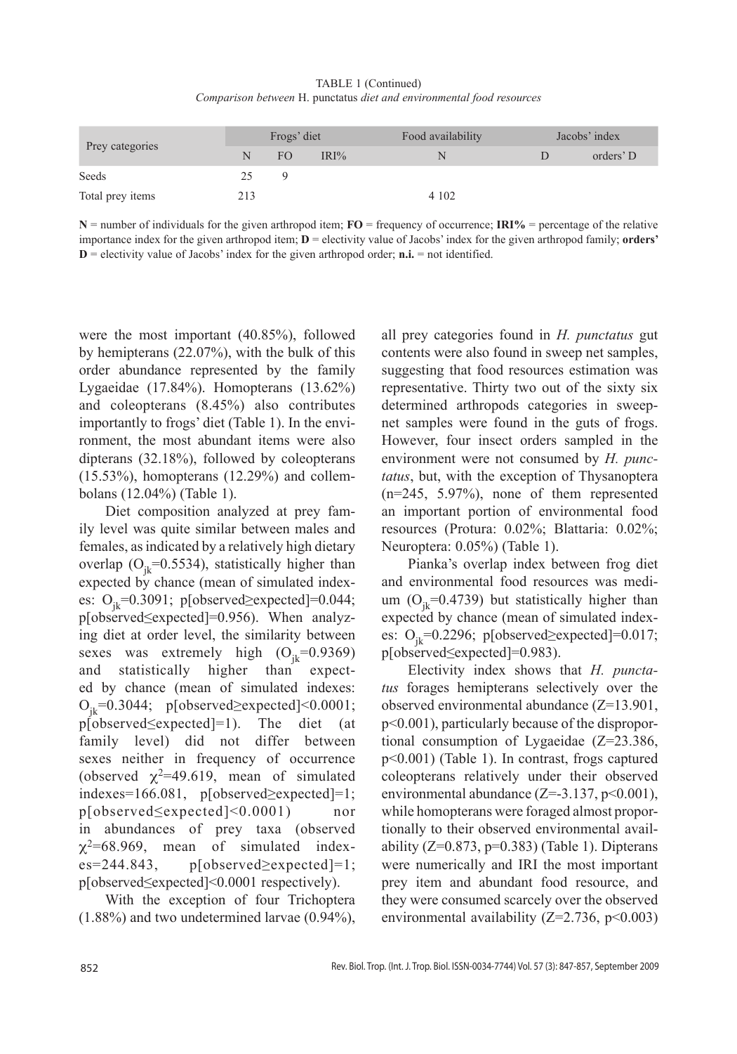TABLE 1 (Continued)
*Comparison between* H. punctatus *diet and environmental food resources*

| Prey categories | Frogs' diet | | | Food availability | Jacobs' index | |
|---|---|---|---|---|---|---|
| | N | FO | IRI% | N | D | orders' D |
| Seeds | 25 | 9 | | | | |
| Total prey items | 213 | | | 4 102 | | |

**N** = number of individuals for the given arthropod item; **FO** = frequency of occurrence; **IRI%** = percentage of the relative importance index for the given arthropod item; **D** = electivity value of Jacobs' index for the given arthropod family; **orders' D** = electivity value of Jacobs' index for the given arthropod order; **n.i.** = not identified.

were the most important (40.85%), followed by hemipterans (22.07%), with the bulk of this order abundance represented by the family Lygaeidae (17.84%). Homopterans (13.62%) and coleopterans (8.45%) also contributes importantly to frogs' diet (Table 1). In the environment, the most abundant items were also dipterans (32.18%), followed by coleopterans (15.53%), homopterans (12.29%) and collembolans (12.04%) (Table 1).

Diet composition analyzed at prey family level was quite similar between males and females, as indicated by a relatively high dietary overlap ($O_{jk}$=0.5534), statistically higher than expected by chance (mean of simulated indexes: $O_{jk}$=0.3091; p[observed≥expected]=0.044; p[observed≤expected]=0.956). When analyzing diet at order level, the similarity between sexes was extremely high ($O_{jk}$=0.9369) and statistically higher than expected by chance (mean of simulated indexes: $O_{jk}$=0.3044; p[observed≥expected]<0.0001; p[observed≤expected]=1). The diet (at family level) did not differ between sexes neither in frequency of occurrence (observed $\chi^2$=49.619, mean of simulated indexes=166.081, p[observed≥expected]=1; p[observed≤expected]<0.0001) nor in abundances of prey taxa (observed $\chi^2$=68.969, mean of simulated indexes=244.843, p[observed≥expected]=1; p[observed≤expected]<0.0001 respectively).

With the exception of four Trichoptera (1.88%) and two undetermined larvae (0.94%), all prey categories found in *H. punctatus* gut contents were also found in sweep net samples, suggesting that food resources estimation was representative. Thirty two out of the sixty six determined arthropods categories in sweep-net samples were found in the guts of frogs. However, four insect orders sampled in the environment were not consumed by *H. punctatus*, but, with the exception of Thysanoptera (n=245, 5.97%), none of them represented an important portion of environmental food resources (Protura: 0.02%; Blattaria: 0.02%; Neuroptera: 0.05%) (Table 1).

Pianka's overlap index between frog diet and environmental food resources was medium ($O_{jk}$=0.4739) but statistically higher than expected by chance (mean of simulated indexes: $O_{jk}$=0.2296; p[observed≥expected]=0.017; p[observed≤expected]=0.983).

Electivity index shows that *H. punctatus* forages hemipterans selectively over the observed environmental abundance (Z=13.901, p<0.001), particularly because of the disproportional consumption of Lygaeidae (Z=23.386, p<0.001) (Table 1). In contrast, frogs captured coleopterans relatively under their observed environmental abundance (Z=-3.137, p<0.001), while homopterans were foraged almost proportionally to their observed environmental availability (Z=0.873, p=0.383) (Table 1). Dipterans were numerically and IRI the most important prey item and abundant food resource, and they were consumed scarcely over the observed environmental availability (Z=2.736, p<0.003)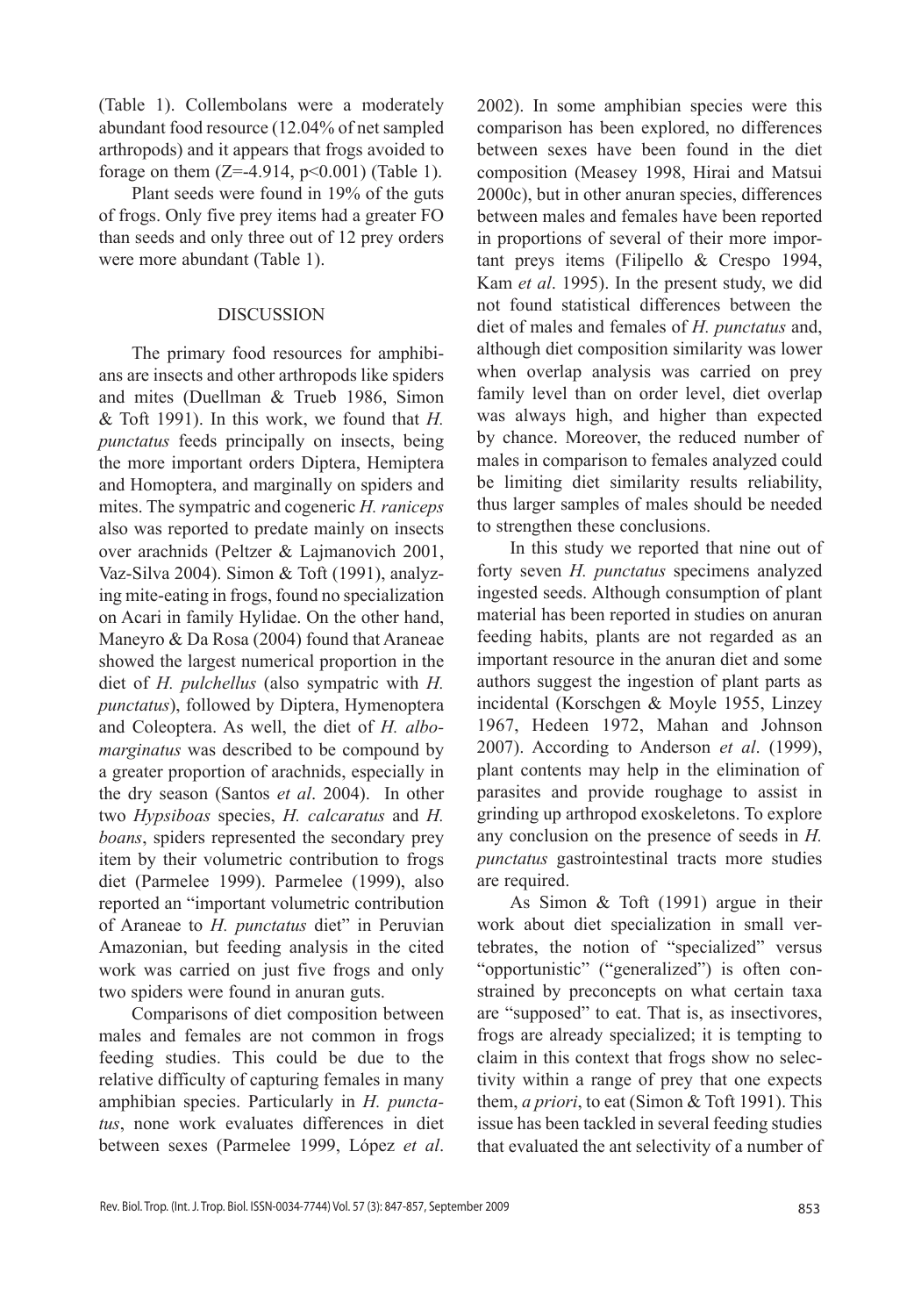(Table 1). Collembolans were a moderately abundant food resource (12.04% of net sampled arthropods) and it appears that frogs avoided to forage on them ($Z=-4.914$, $p<0.001$) (Table 1).

Plant seeds were found in 19% of the guts of frogs. Only five prey items had a greater FO than seeds and only three out of 12 prey orders were more abundant (Table 1).

## DISCUSSION

The primary food resources for amphibians are insects and other arthropods like spiders and mites (Duellman & Trueb 1986, Simon & Toft 1991). In this work, we found that *H. punctatus* feeds principally on insects, being the more important orders Diptera, Hemiptera and Homoptera, and marginally on spiders and mites. The sympatric and cogeneric *H. raniceps* also was reported to predate mainly on insects over arachnids (Peltzer & Lajmanovich 2001, Vaz-Silva 2004). Simon & Toft (1991), analyzing mite-eating in frogs, found no specialization on Acari in family Hylidae. On the other hand, Maneyro & Da Rosa (2004) found that Araneae showed the largest numerical proportion in the diet of *H. pulchellus* (also sympatric with *H. punctatus*), followed by Diptera, Hymenoptera and Coleoptera. As well, the diet of *H. albomarginatus* was described to be compound by a greater proportion of arachnids, especially in the dry season (Santos *et al*. 2004). In other two *Hypsiboas* species, *H. calcaratus* and *H. boans*, spiders represented the secondary prey item by their volumetric contribution to frogs diet (Parmelee 1999). Parmelee (1999), also reported an "important volumetric contribution of Araneae to *H. punctatus* diet" in Peruvian Amazonian, but feeding analysis in the cited work was carried on just five frogs and only two spiders were found in anuran guts.

Comparisons of diet composition between males and females are not common in frogs feeding studies. This could be due to the relative difficulty of capturing females in many amphibian species. Particularly in *H. punctatus*, none work evaluates differences in diet between sexes (Parmelee 1999, López *et al*. 2002). In some amphibian species were this comparison has been explored, no differences between sexes have been found in the diet composition (Measey 1998, Hirai and Matsui 2000c), but in other anuran species, differences between males and females have been reported in proportions of several of their more important preys items (Filipello & Crespo 1994, Kam *et al*. 1995). In the present study, we did not found statistical differences between the diet of males and females of *H. punctatus* and, although diet composition similarity was lower when overlap analysis was carried on prey family level than on order level, diet overlap was always high, and higher than expected by chance. Moreover, the reduced number of males in comparison to females analyzed could be limiting diet similarity results reliability, thus larger samples of males should be needed to strengthen these conclusions.

In this study we reported that nine out of forty seven *H. punctatus* specimens analyzed ingested seeds. Although consumption of plant material has been reported in studies on anuran feeding habits, plants are not regarded as an important resource in the anuran diet and some authors suggest the ingestion of plant parts as incidental (Korschgen & Moyle 1955, Linzey 1967, Hedeen 1972, Mahan and Johnson 2007). According to Anderson *et al*. (1999), plant contents may help in the elimination of parasites and provide roughage to assist in grinding up arthropod exoskeletons. To explore any conclusion on the presence of seeds in *H. punctatus* gastrointestinal tracts more studies are required.

As Simon & Toft (1991) argue in their work about diet specialization in small vertebrates, the notion of "specialized" versus "opportunistic" ("generalized") is often constrained by preconcepts on what certain taxa are "supposed" to eat. That is, as insectivores, frogs are already specialized; it is tempting to claim in this context that frogs show no selectivity within a range of prey that one expects them, *a priori*, to eat (Simon & Toft 1991). This issue has been tackled in several feeding studies that evaluated the ant selectivity of a number of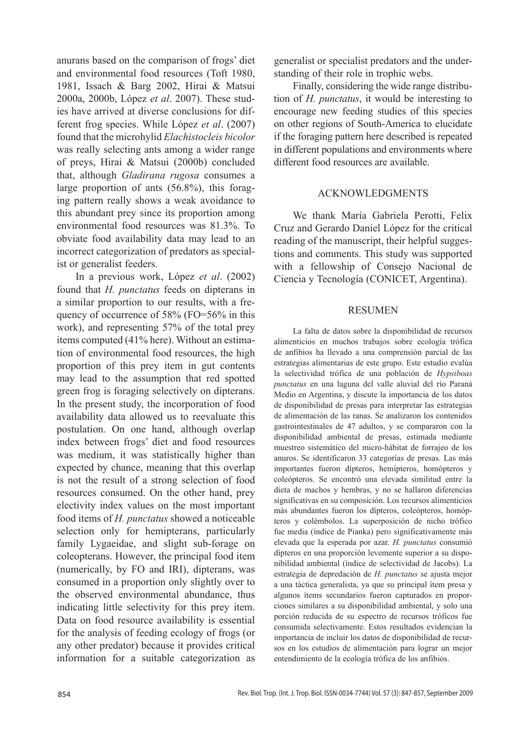anurans based on the comparison of frogs' diet and environmental food resources (Toft 1980, 1981, Issach & Barg 2002, Hirai & Matsui 2000a, 2000b, López *et al*. 2007). These studies have arrived at diverse conclusions for different frog species. While López *et al*. (2007) found that the microhylid *Elachistocleis bicolor* was really selecting ants among a wider range of preys, Hirai & Matsui (2000b) concluded that, although *Gladirana rugosa* consumes a large proportion of ants (56.8%), this foraging pattern really shows a weak avoidance to this abundant prey since its proportion among environmental food resources was 81.3%. To obviate food availability data may lead to an incorrect categorization of predators as specialist or generalist feeders.

In a previous work, López *et al*. (2002) found that *H. punctatus* feeds on dipterans in a similar proportion to our results, with a frequency of occurrence of 58% (FO=56% in this work), and representing 57% of the total prey items computed (41% here). Without an estimation of environmental food resources, the high proportion of this prey item in gut contents may lead to the assumption that red spotted green frog is foraging selectively on dipterans. In the present study, the incorporation of food availability data allowed us to reevaluate this postulation. On one hand, although overlap index between frogs' diet and food resources was medium, it was statistically higher than expected by chance, meaning that this overlap is not the result of a strong selection of food resources consumed. On the other hand, prey electivity index values on the most important food items of *H. punctatus* showed a noticeable selection only for hemipterans, particularly family Lygaeidae, and slight sub-forage on coleopterans. However, the principal food item (numerically, by FO and IRI), dipterans, was consumed in a proportion only slightly over to the observed environmental abundance, thus indicating little selectivity for this prey item. Data on food resource availability is essential for the analysis of feeding ecology of frogs (or any other predator) because it provides critical information for a suitable categorization as generalist or specialist predators and the understanding of their role in trophic webs.

Finally, considering the wide range distribution of *H. punctatus*, it would be interesting to encourage new feeding studies of this species on other regions of South-America to elucidate if the foraging pattern here described is repeated in different populations and environments where different food resources are available.

## ACKNOWLEDGMENTS

We thank María Gabriela Perotti, Felix Cruz and Gerardo Daniel López for the critical reading of the manuscript, their helpful suggestions and comments. This study was supported with a fellowship of Consejo Nacional de Ciencia y Tecnología (CONICET, Argentina).

## RESUMEN

La falta de datos sobre la disponibilidad de recursos alimenticios en muchos trabajos sobre ecología trófica de anfibios ha llevado a una comprensión parcial de las estrategias alimentarias de este grupo. Este estudio evalúa la selectividad trófica de una población de *Hypsiboas punctatus* en una laguna del valle aluvial del río Paraná Medio en Argentina, y discute la importancia de los datos de disponibilidad de presas para interpretar las estrategias de alimentación de las ranas. Se analizaron los contenidos gastrointestinales de 47 adultos, y se compararon con la disponibilidad ambiental de presas, estimada mediante muestreo sistemático del micro-hábitat de forrajeo de los anuros. Se identificaron 33 categorías de presas. Las más importantes fueron dípteros, hemípteros, homópteros y coleópteros. Se encontró una elevada similitud entre la dieta de machos y hembras, y no se hallaron diferencias significativas en su composición. Los recursos alimenticios más abundantes fueron los dípteros, coleópteros, homópteros y colémbolos. La superposición de nicho trófico fue media (índice de Pianka) pero significativamente más elevada que la esperada por azar. *H. punctatus* consumió dípteros en una proporción levemente superior a su disponibilidad ambiental (índice de selectividad de Jacobs). La estrategia de depredación de *H. punctatus* se ajusta mejor a una táctica generalista, ya que su principal ítem presa y algunos ítems secundarios fueron capturados en proporciones similares a su disponibilidad ambiental, y solo una porción reducida de su espectro de recursos tróficos fue consumida selectivamente. Estos resultados evidencian la importancia de incluir los datos de disponibilidad de recursos en los estudios de alimentación para lograr un mejor entendimiento de la ecología trófica de los anfibios.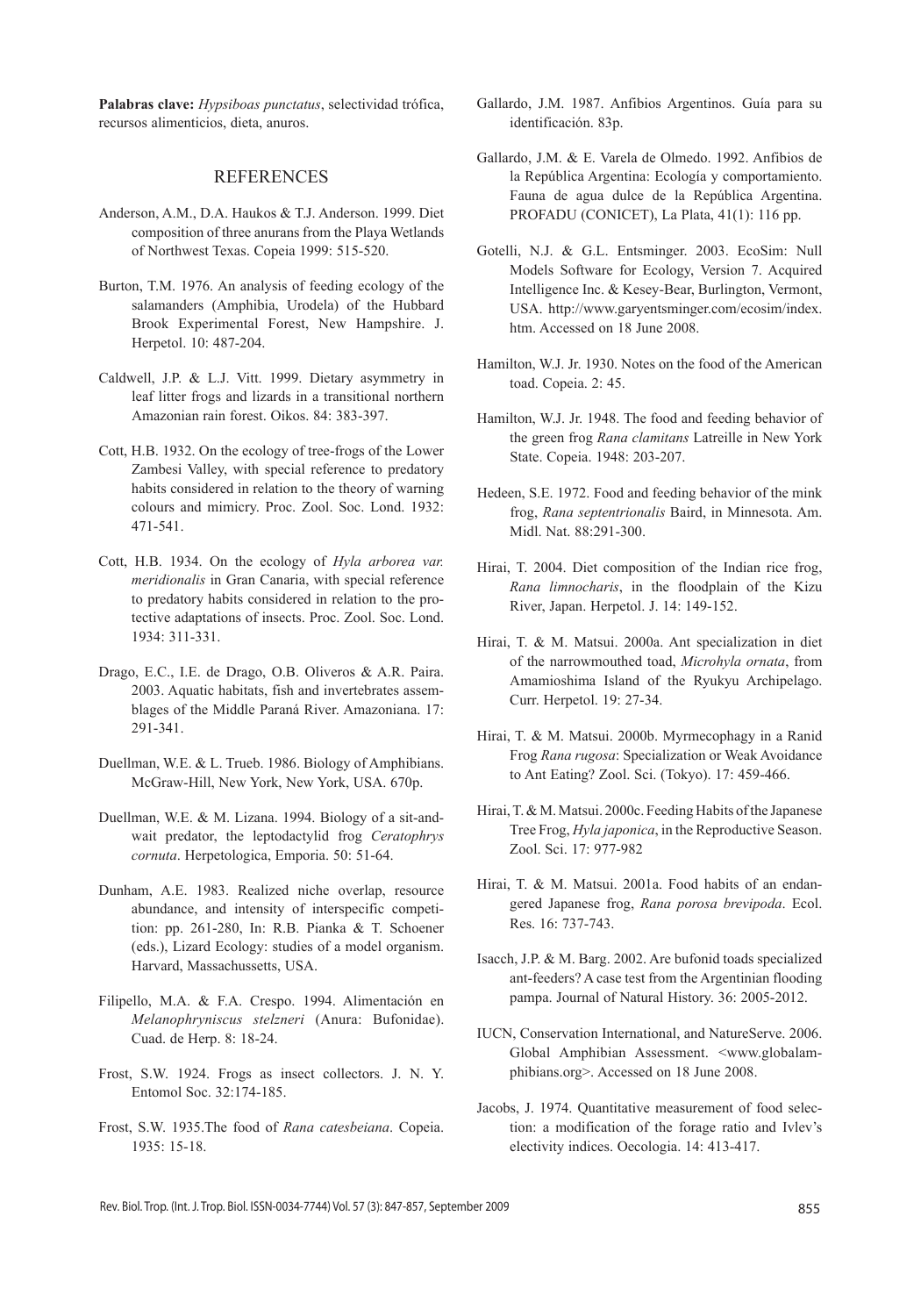**Palabras clave:** *Hypsiboas punctatus*, selectividad trófica, recursos alimenticios, dieta, anuros.

## REFERENCES

Anderson, A.M., D.A. Haukos & T.J. Anderson. 1999. Diet composition of three anurans from the Playa Wetlands of Northwest Texas. Copeia 1999: 515-520.

Burton, T.M. 1976. An analysis of feeding ecology of the salamanders (Amphibia, Urodela) of the Hubbard Brook Experimental Forest, New Hampshire. J. Herpetol. 10: 487-204.

Caldwell, J.P. & L.J. Vitt. 1999. Dietary asymmetry in leaf litter frogs and lizards in a transitional northern Amazonian rain forest. Oikos. 84: 383-397.

Cott, H.B. 1932. On the ecology of tree-frogs of the Lower Zambesi Valley, with special reference to predatory habits considered in relation to the theory of warning colours and mimicry. Proc. Zool. Soc. Lond. 1932: 471-541.

Cott, H.B. 1934. On the ecology of *Hyla arborea var. meridionalis* in Gran Canaria, with special reference to predatory habits considered in relation to the protective adaptations of insects. Proc. Zool. Soc. Lond. 1934: 311-331.

Drago, E.C., I.E. de Drago, O.B. Oliveros & A.R. Paira. 2003. Aquatic habitats, fish and invertebrates assemblages of the Middle Paraná River. Amazoniana. 17: 291-341.

Duellman, W.E. & L. Trueb. 1986. Biology of Amphibians. McGraw-Hill, New York, New York, USA. 670p.

Duellman, W.E. & M. Lizana. 1994. Biology of a sit-and-wait predator, the leptodactylid frog *Ceratophrys cornuta*. Herpetologica, Emporia. 50: 51-64.

Dunham, A.E. 1983. Realized niche overlap, resource abundance, and intensity of interspecific competition: pp. 261-280, In: R.B. Pianka & T. Schoener (eds.), Lizard Ecology: studies of a model organism. Harvard, Massachussetts, USA.

Filipello, M.A. & F.A. Crespo. 1994. Alimentación en *Melanophryniscus stelzneri* (Anura: Bufonidae). Cuad. de Herp. 8: 18-24.

Frost, S.W. 1924. Frogs as insect collectors. J. N. Y. Entomol Soc. 32:174-185.

Frost, S.W. 1935.The food of *Rana catesbeiana*. Copeia. 1935: 15-18.

Gallardo, J.M. 1987. Anfibios Argentinos. Guía para su identificación. 83p.

Gallardo, J.M. & E. Varela de Olmedo. 1992. Anfibios de la República Argentina: Ecología y comportamiento. Fauna de agua dulce de la República Argentina. PROFADU (CONICET), La Plata, 41(1): 116 pp.

Gotelli, N.J. & G.L. Entsminger. 2003. EcoSim: Null Models Software for Ecology, Version 7. Acquired Intelligence Inc. & Kesey-Bear, Burlington, Vermont, USA. http://www.garyentsminger.com/ecosim/index.htm. Accessed on 18 June 2008.

Hamilton, W.J. Jr. 1930. Notes on the food of the American toad. Copeia. 2: 45.

Hamilton, W.J. Jr. 1948. The food and feeding behavior of the green frog *Rana clamitans* Latreille in New York State. Copeia. 1948: 203-207.

Hedeen, S.E. 1972. Food and feeding behavior of the mink frog, *Rana septentrionalis* Baird, in Minnesota. Am. Midl. Nat. 88:291-300.

Hirai, T. 2004. Diet composition of the Indian rice frog, *Rana limnocharis*, in the floodplain of the Kizu River, Japan. Herpetol. J. 14: 149-152.

Hirai, T. & M. Matsui. 2000a. Ant specialization in diet of the narrowmouthed toad, *Microhyla ornata*, from Amamioshima Island of the Ryukyu Archipelago. Curr. Herpetol. 19: 27-34.

Hirai, T. & M. Matsui. 2000b. Myrmecophagy in a Ranid Frog *Rana rugosa*: Specialization or Weak Avoidance to Ant Eating? Zool. Sci. (Tokyo). 17: 459-466.

Hirai, T. & M. Matsui. 2000c. Feeding Habits of the Japanese Tree Frog, *Hyla japonica*, in the Reproductive Season. Zool. Sci. 17: 977-982

Hirai, T. & M. Matsui. 2001a. Food habits of an endangered Japanese frog, *Rana porosa brevipoda*. Ecol. Res. 16: 737-743.

Isacch, J.P. & M. Barg. 2002. Are bufonid toads specialized ant-feeders? A case test from the Argentinian flooding pampa. Journal of Natural History. 36: 2005-2012.

IUCN, Conservation International, and NatureServe. 2006. Global Amphibian Assessment. <www.globalamphibians.org>. Accessed on 18 June 2008.

Jacobs, J. 1974. Quantitative measurement of food selection: a modification of the forage ratio and Ivlev's electivity indices. Oecologia. 14: 413-417.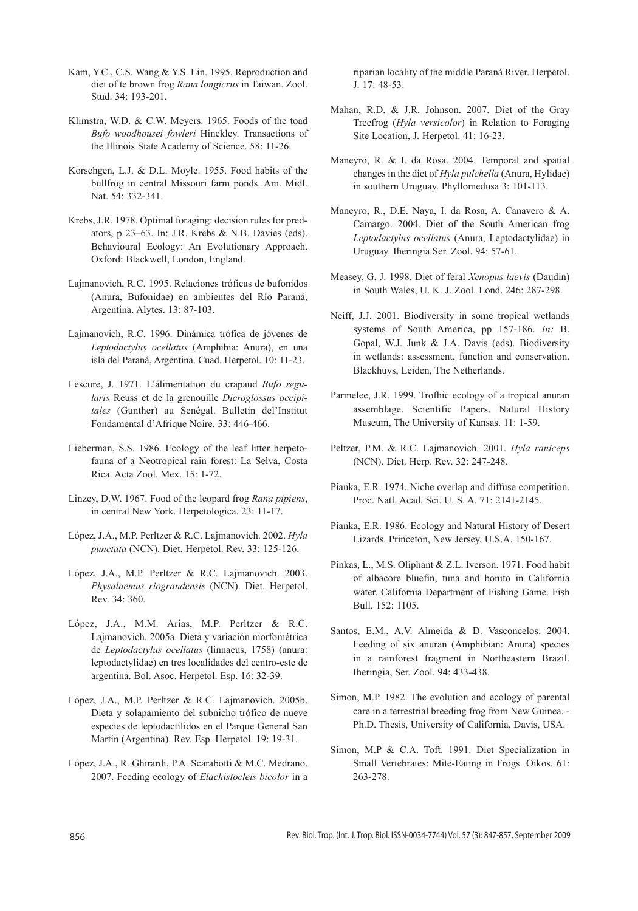Kam, Y.C., C.S. Wang & Y.S. Lin. 1995. Reproduction and diet of te brown frog *Rana longicrus* in Taiwan. Zool. Stud. 34: 193-201.

Klimstra, W.D. & C.W. Meyers. 1965. Foods of the toad *Bufo woodhousei fowleri* Hinckley. Transactions of the Illinois State Academy of Science. 58: 11-26.

Korschgen, L.J. & D.L. Moyle. 1955. Food habits of the bullfrog in central Missouri farm ponds. Am. Midl. Nat. 54: 332-341.

Krebs, J.R. 1978. Optimal foraging: decision rules for predators, p 23–63. In: J.R. Krebs & N.B. Davies (eds). Behavioural Ecology: An Evolutionary Approach. Oxford: Blackwell, London, England.

Lajmanovich, R.C. 1995. Relaciones tróficas de bufonidos (Anura, Bufonidae) en ambientes del Río Paraná, Argentina. Alytes. 13: 87-103.

Lajmanovich, R.C. 1996. Dinámica trófica de jóvenes de *Leptodactylus ocellatus* (Amphibia: Anura), en una isla del Paraná, Argentina. Cuad. Herpetol. 10: 11-23.

Lescure, J. 1971. L'álimentation du crapaud *Bufo regularis* Reuss et de la grenouille *Dicroglossus occipitales* (Gunther) au Senégal. Bulletin del'Institut Fondamental d'Afrique Noire. 33: 446-466.

Lieberman, S.S. 1986. Ecology of the leaf litter herpetofauna of a Neotropical rain forest: La Selva, Costa Rica. Acta Zool. Mex. 15: 1-72.

Linzey, D.W. 1967. Food of the leopard frog *Rana pipiens*, in central New York. Herpetologica. 23: 11-17.

López, J.A., M.P. Perltzer & R.C. Lajmanovich. 2002. *Hyla punctata* (NCN). Diet. Herpetol. Rev. 33: 125-126.

López, J.A., M.P. Perltzer & R.C. Lajmanovich. 2003. *Physalaemus riograndensis* (NCN). Diet. Herpetol. Rev. 34: 360.

López, J.A., M.M. Arias, M.P. Perltzer & R.C. Lajmanovich. 2005a. Dieta y variación morfométrica de *Leptodactylus ocellatus* (linnaeus, 1758) (anura: leptodactylidae) en tres localidades del centro-este de argentina. Bol. Asoc. Herpetol. Esp. 16: 32-39.

López, J.A., M.P. Perltzer & R.C. Lajmanovich. 2005b. Dieta y solapamiento del subnicho trófico de nueve especies de leptodactílidos en el Parque General San Martín (Argentina). Rev. Esp. Herpetol. 19: 19-31.

López, J.A., R. Ghirardi, P.A. Scarabotti & M.C. Medrano. 2007. Feeding ecology of *Elachistocleis bicolor* in a riparian locality of the middle Paraná River. Herpetol. J. 17: 48-53.

Mahan, R.D. & J.R. Johnson. 2007. Diet of the Gray Treefrog (*Hyla versicolor*) in Relation to Foraging Site Location, J. Herpetol. 41: 16-23.

Maneyro, R. & I. da Rosa. 2004. Temporal and spatial changes in the diet of *Hyla pulchella* (Anura, Hylidae) in southern Uruguay. Phyllomedusa 3: 101-113.

Maneyro, R., D.E. Naya, I. da Rosa, A. Canavero & A. Camargo. 2004. Diet of the South American frog *Leptodactylus ocellatus* (Anura, Leptodactylidae) in Uruguay. Iheringia Ser. Zool. 94: 57-61.

Measey, G. J. 1998. Diet of feral *Xenopus laevis* (Daudin) in South Wales, U. K. J. Zool. Lond. 246: 287-298.

Neiff, J.J. 2001. Biodiversity in some tropical wetlands systems of South America, pp 157-186. *In:* B. Gopal, W.J. Junk & J.A. Davis (eds). Biodiversity in wetlands: assessment, function and conservation. Blackhuys, Leiden, The Netherlands.

Parmelee, J.R. 1999. Trofhic ecology of a tropical anuran assemblage. Scientific Papers. Natural History Museum, The University of Kansas. 11: 1-59.

Peltzer, P.M. & R.C. Lajmanovich. 2001. *Hyla raniceps* (NCN). Diet. Herp. Rev. 32: 247-248.

Pianka, E.R. 1974. Niche overlap and diffuse competition. Proc. Natl. Acad. Sci. U. S. A. 71: 2141-2145.

Pianka, E.R. 1986. Ecology and Natural History of Desert Lizards. Princeton, New Jersey, U.S.A. 150-167.

Pinkas, L., M.S. Oliphant & Z.L. Iverson. 1971. Food habit of albacore bluefin, tuna and bonito in California water. California Department of Fishing Game. Fish Bull. 152: 1105.

Santos, E.M., A.V. Almeida & D. Vasconcelos. 2004. Feeding of six anuran (Amphibian: Anura) species in a rainforest fragment in Northeastern Brazil. Iheringia, Ser. Zool. 94: 433-438.

Simon, M.P. 1982. The evolution and ecology of parental care in a terrestrial breeding frog from New Guinea. - Ph.D. Thesis, University of California, Davis, USA.

Simon, M.P & C.A. Toft. 1991. Diet Specialization in Small Vertebrates: Mite-Eating in Frogs. Oikos. 61: 263-278.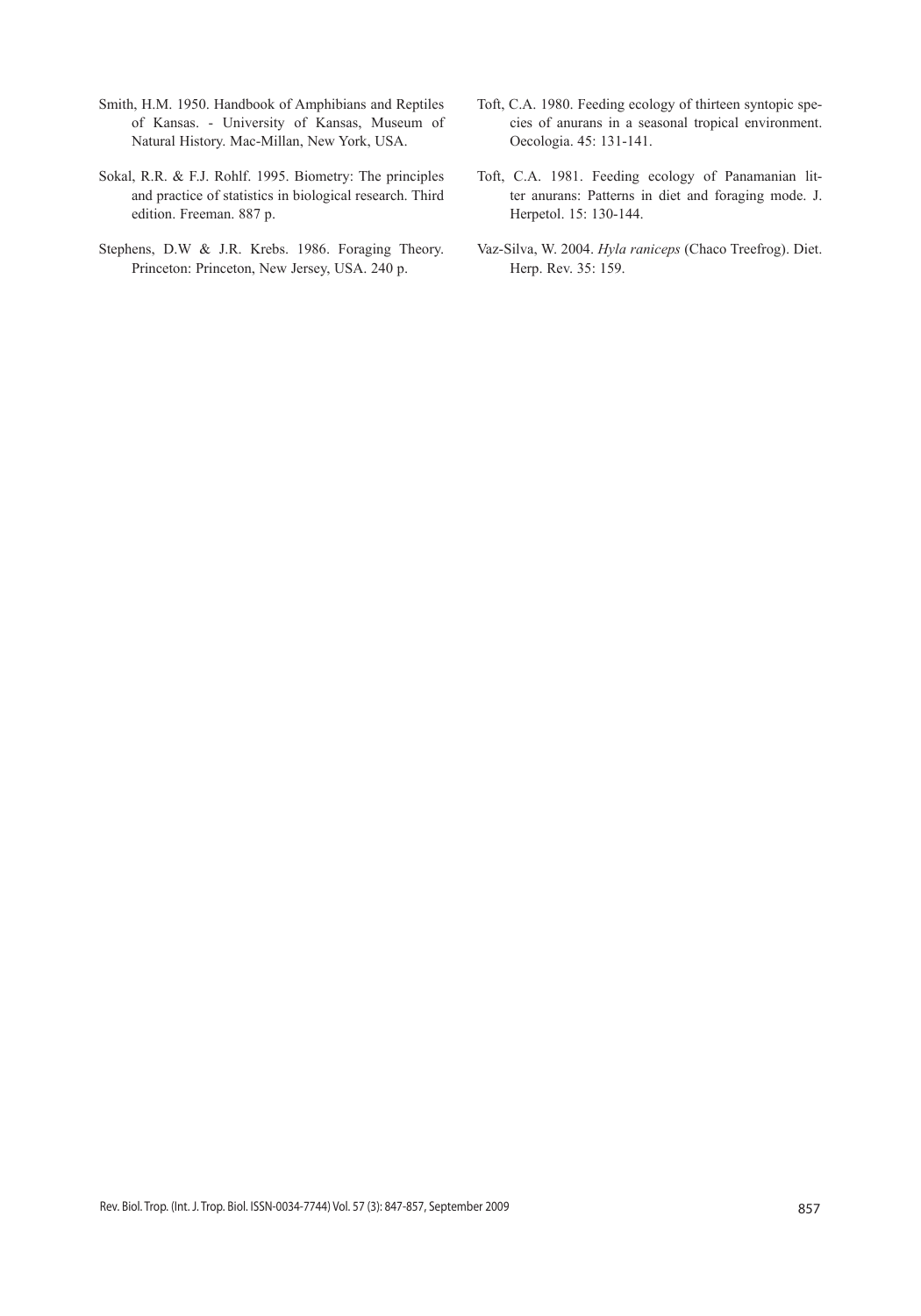Smith, H.M. 1950. Handbook of Amphibians and Reptiles of Kansas. - University of Kansas, Museum of Natural History. Mac-Millan, New York, USA.

Sokal, R.R. & F.J. Rohlf. 1995. Biometry: The principles and practice of statistics in biological research. Third edition. Freeman. 887 p.

Stephens, D.W & J.R. Krebs. 1986. Foraging Theory. Princeton: Princeton, New Jersey, USA. 240 p.

Toft, C.A. 1980. Feeding ecology of thirteen syntopic species of anurans in a seasonal tropical environment. Oecologia. 45: 131-141.

Toft, C.A. 1981. Feeding ecology of Panamanian litter anurans: Patterns in diet and foraging mode. J. Herpetol. 15: 130-144.

Vaz-Silva, W. 2004. *Hyla raniceps* (Chaco Treefrog). Diet. Herp. Rev. 35: 159.